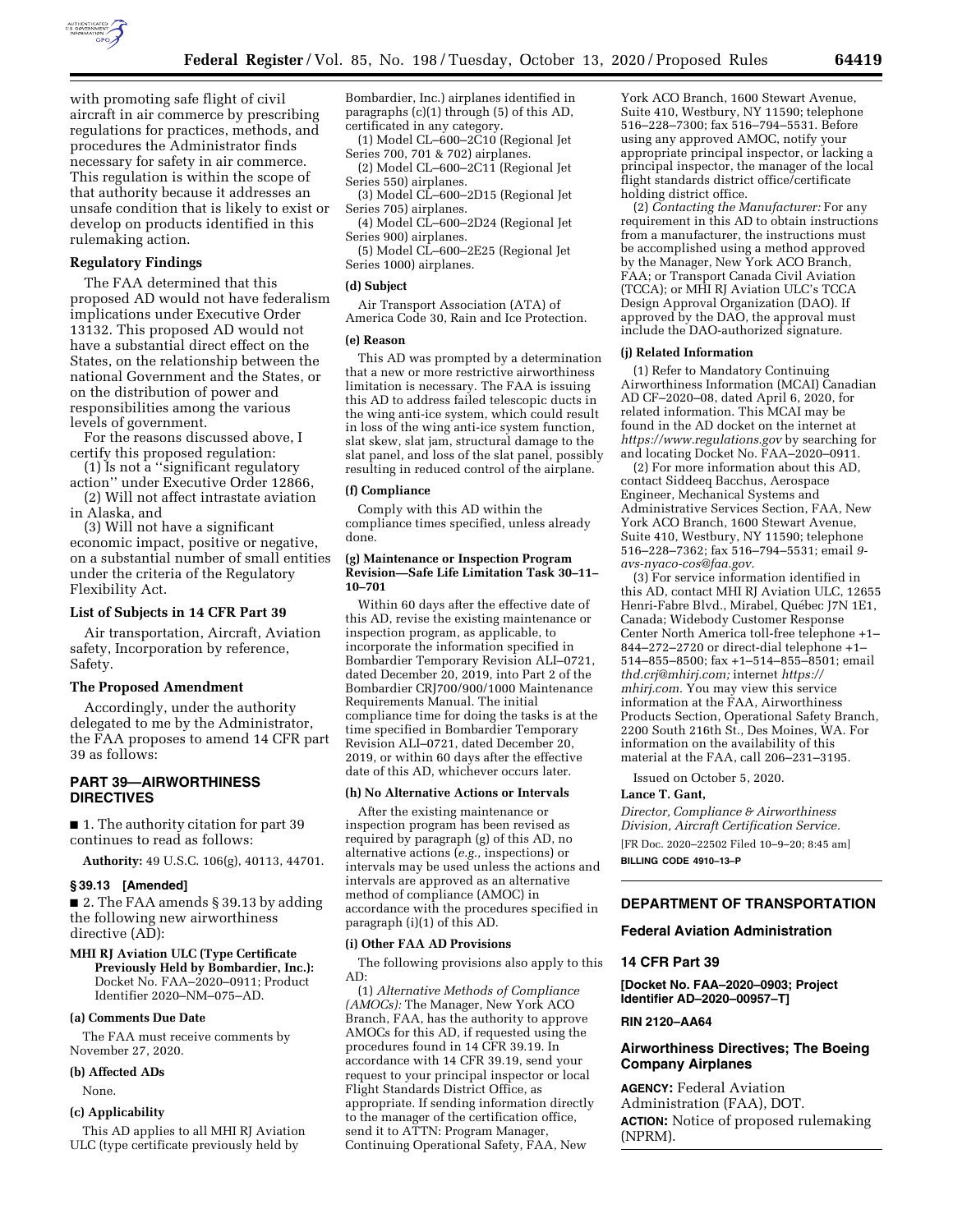with promoting safe flight of civil aircraft in air commerce by prescribing regulations for practices, methods, and procedures the Administrator finds necessary for safety in air commerce. This regulation is within the scope of that authority because it addresses an unsafe condition that is likely to exist or develop on products identified in this rulemaking action.

### Regulatory Findings

The FAA determined that this proposed AD would not have federalism implications under Executive Order 13132. This proposed AD would not have a substantial direct effect on the States, on the relationship between the national Government and the States, or on the distribution of power and responsibilities among the various levels of government.

For the reasons discussed above, I certify this proposed regulation:

(1) Is not a ''significant regulatory action'' under Executive Order 12866,

(2) Will not affect intrastate aviation in Alaska, and

(3) Will not have a significant economic impact, positive or negative, on a substantial number of small entities under the criteria of the Regulatory Flexibility Act.

### List of Subjects in 14 CFR Part 39

Air transportation, Aircraft, Aviation safety, Incorporation by reference, Safety.

### The Proposed Amendment

Accordingly, under the authority delegated to me by the Administrator, the FAA proposes to amend 14 CFR part 39 as follows:

## PART 39—AIRWORTHINESS DIRECTIVES

■ 1. The authority citation for part 39 continues to read as follows:

**Authority:** 49 U.S.C. 106(g), 40113, 44701.

### § 39.13 [Amended]

■ 2. The FAA amends § 39.13 by adding the following new airworthiness directive (AD):

**MHI RJ Aviation ULC (Type Certificate Previously Held by Bombardier, Inc.):** Docket No. FAA–2020–0911; Product Identifier 2020–NM–075–AD.

#### (a) Comments Due Date

The FAA must receive comments by November 27, 2020.

#### (b) Affected ADs

None.

#### (c) Applicability

This AD applies to all MHI RJ Aviation ULC (type certificate previously held by Bombardier, Inc.) airplanes identified in paragraphs (c)(1) through (5) of this AD, certificated in any category.

(1) Model CL–600–2C10 (Regional Jet Series 700, 701 & 702) airplanes.

(2) Model CL–600–2C11 (Regional Jet Series 550) airplanes.

(3) Model CL–600–2D15 (Regional Jet Series 705) airplanes.

(4) Model CL–600–2D24 (Regional Jet Series 900) airplanes.

(5) Model CL–600–2E25 (Regional Jet Series 1000) airplanes.

#### (d) Subject

Air Transport Association (ATA) of America Code 30, Rain and Ice Protection.

#### (e) Reason

This AD was prompted by a determination that a new or more restrictive airworthiness limitation is necessary. The FAA is issuing this AD to address failed telescopic ducts in the wing anti-ice system, which could result in loss of the wing anti-ice system function, slat skew, slat jam, structural damage to the slat panel, and loss of the slat panel, possibly resulting in reduced control of the airplane.

#### (f) Compliance

Comply with this AD within the compliance times specified, unless already done.

#### (g) Maintenance or Inspection Program Revision—Safe Life Limitation Task 30–11–10–701

Within 60 days after the effective date of this AD, revise the existing maintenance or inspection program, as applicable, to incorporate the information specified in Bombardier Temporary Revision ALI–0721, dated December 20, 2019, into Part 2 of the Bombardier CRJ700/900/1000 Maintenance Requirements Manual. The initial compliance time for doing the tasks is at the time specified in Bombardier Temporary Revision ALI–0721, dated December 20, 2019, or within 60 days after the effective date of this AD, whichever occurs later.

#### (h) No Alternative Actions or Intervals

After the existing maintenance or inspection program has been revised as required by paragraph (g) of this AD, no alternative actions (*e.g.,* inspections) or intervals may be used unless the actions and intervals are approved as an alternative method of compliance (AMOC) in accordance with the procedures specified in paragraph (i)(1) of this AD.

#### (i) Other FAA AD Provisions

The following provisions also apply to this AD:

(1) *Alternative Methods of Compliance (AMOCs):* The Manager, New York ACO Branch, FAA, has the authority to approve AMOCs for this AD, if requested using the procedures found in 14 CFR 39.19. In accordance with 14 CFR 39.19, send your request to your principal inspector or local Flight Standards District Office, as appropriate. If sending information directly to the manager of the certification office, send it to ATTN: Program Manager, Continuing Operational Safety, FAA, New York ACO Branch, 1600 Stewart Avenue, Suite 410, Westbury, NY 11590; telephone 516–228–7300; fax 516–794–5531. Before using any approved AMOC, notify your appropriate principal inspector, or lacking a principal inspector, the manager of the local flight standards district office/certificate holding district office.

(2) *Contacting the Manufacturer:* For any requirement in this AD to obtain instructions from a manufacturer, the instructions must be accomplished using a method approved by the Manager, New York ACO Branch, FAA; or Transport Canada Civil Aviation (TCCA); or MHI RJ Aviation ULC's TCCA Design Approval Organization (DAO). If approved by the DAO, the approval must include the DAO-authorized signature.

#### (j) Related Information

(1) Refer to Mandatory Continuing Airworthiness Information (MCAI) Canadian AD CF–2020–08, dated April 6, 2020, for related information. This MCAI may be found in the AD docket on the internet at *https://www.regulations.gov* by searching for and locating Docket No. FAA–2020–0911.

(2) For more information about this AD, contact Siddeeq Bacchus, Aerospace Engineer, Mechanical Systems and Administrative Services Section, FAA, New York ACO Branch, 1600 Stewart Avenue, Suite 410, Westbury, NY 11590; telephone 516–228–7362; fax 516–794–5531; email *9-avs-nyaco-cos@faa.gov.*

(3) For service information identified in this AD, contact MHI RJ Aviation ULC, 12655 Henri-Fabre Blvd., Mirabel, Québec J7N 1E1, Canada; Widebody Customer Response Center North America toll-free telephone +1–844–272–2720 or direct-dial telephone +1–514–855–8500; fax +1–514–855–8501; email *thd.crj@mhirj.com;* internet *https://mhirj.com.* You may view this service information at the FAA, Airworthiness Products Section, Operational Safety Branch, 2200 South 216th St., Des Moines, WA. For information on the availability of this material at the FAA, call 206–231–3195.

Issued on October 5, 2020.

**Lance T. Gant,**

*Director, Compliance & Airworthiness Division, Aircraft Certification Service.*

[FR Doc. 2020–22502 Filed 10–9–20; 8:45 am]

**BILLING CODE 4910–13–P**

---

## DEPARTMENT OF TRANSPORTATION

### Federal Aviation Administration

### 14 CFR Part 39

**[Docket No. FAA–2020–0903; Project Identifier AD–2020–00957–T]**

**RIN 2120–AA64**

### Airworthiness Directives; The Boeing Company Airplanes

**AGENCY:** Federal Aviation Administration (FAA), DOT.

**ACTION:** Notice of proposed rulemaking (NPRM).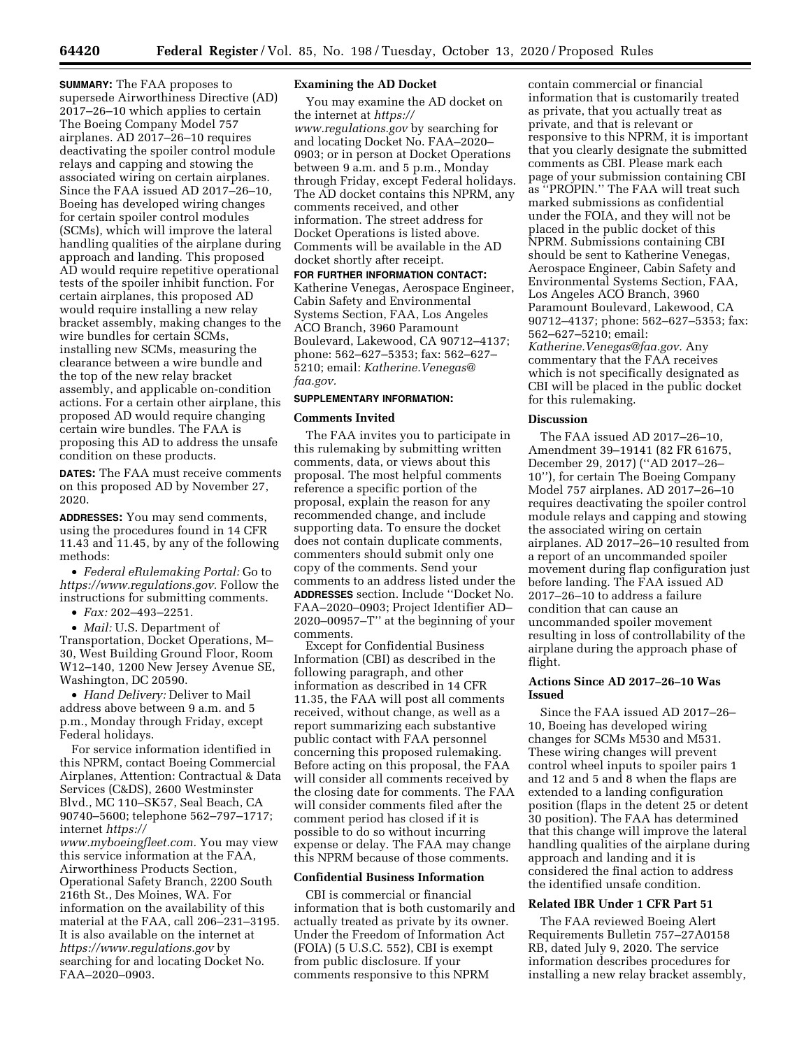**SUMMARY:** The FAA proposes to supersede Airworthiness Directive (AD) 2017–26–10 which applies to certain The Boeing Company Model 757 airplanes. AD 2017–26–10 requires deactivating the spoiler control module relays and capping and stowing the associated wiring on certain airplanes. Since the FAA issued AD 2017–26–10, Boeing has developed wiring changes for certain spoiler control modules (SCMs), which will improve the lateral handling qualities of the airplane during approach and landing. This proposed AD would require repetitive operational tests of the spoiler inhibit function. For certain airplanes, this proposed AD would require installing a new relay bracket assembly, making changes to the wire bundles for certain SCMs, installing new SCMs, measuring the clearance between a wire bundle and the top of the new relay bracket assembly, and applicable on-condition actions. For a certain other airplane, this proposed AD would require changing certain wire bundles. The FAA is proposing this AD to address the unsafe condition on these products.

**DATES:** The FAA must receive comments on this proposed AD by November 27, 2020.

**ADDRESSES:** You may send comments, using the procedures found in 14 CFR 11.43 and 11.45, by any of the following methods:

- *Federal eRulemaking Portal:* Go to *https://www.regulations.gov.* Follow the instructions for submitting comments.
- *Fax:* 202–493–2251.
- *Mail:* U.S. Department of Transportation, Docket Operations, M–30, West Building Ground Floor, Room W12–140, 1200 New Jersey Avenue SE, Washington, DC 20590.
- *Hand Delivery:* Deliver to Mail address above between 9 a.m. and 5 p.m., Monday through Friday, except Federal holidays.

For service information identified in this NPRM, contact Boeing Commercial Airplanes, Attention: Contractual & Data Services (C&DS), 2600 Westminster Blvd., MC 110–SK57, Seal Beach, CA 90740–5600; telephone 562–797–1717; internet *https://www.myboeingfleet.com.* You may view this service information at the FAA, Airworthiness Products Section, Operational Safety Branch, 2200 South 216th St., Des Moines, WA. For information on the availability of this material at the FAA, call 206–231–3195. It is also available on the internet at *https://www.regulations.gov* by searching for and locating Docket No. FAA–2020–0903.

**Examining the AD Docket**

You may examine the AD docket on the internet at *https://www.regulations.gov* by searching for and locating Docket No. FAA–2020–0903; or in person at Docket Operations between 9 a.m. and 5 p.m., Monday through Friday, except Federal holidays. The AD docket contains this NPRM, any comments received, and other information. The street address for Docket Operations is listed above. Comments will be available in the AD docket shortly after receipt.

**FOR FURTHER INFORMATION CONTACT:** Katherine Venegas, Aerospace Engineer, Cabin Safety and Environmental Systems Section, FAA, Los Angeles ACO Branch, 3960 Paramount Boulevard, Lakewood, CA 90712–4137; phone: 562–627–5353; fax: 562–627–5210; email: *Katherine.Venegas@faa.gov.*

**SUPPLEMENTARY INFORMATION:**

**Comments Invited**

The FAA invites you to participate in this rulemaking by submitting written comments, data, or views about this proposal. The most helpful comments reference a specific portion of the proposal, explain the reason for any recommended change, and include supporting data. To ensure the docket does not contain duplicate comments, commenters should submit only one copy of the comments. Send your comments to an address listed under the **ADDRESSES** section. Include ''Docket No. FAA–2020–0903; Project Identifier AD–2020–00957–T'' at the beginning of your comments.

Except for Confidential Business Information (CBI) as described in the following paragraph, and other information as described in 14 CFR 11.35, the FAA will post all comments received, without change, as well as a report summarizing each substantive public contact with FAA personnel concerning this proposed rulemaking. Before acting on this proposal, the FAA will consider all comments received by the closing date for comments. The FAA will consider comments filed after the comment period has closed if it is possible to do so without incurring expense or delay. The FAA may change this NPRM because of those comments.

**Confidential Business Information**

CBI is commercial or financial information that is both customarily and actually treated as private by its owner. Under the Freedom of Information Act (FOIA) (5 U.S.C. 552), CBI is exempt from public disclosure. If your comments responsive to this NPRM contain commercial or financial information that is customarily treated as private, that you actually treat as private, and that is relevant or responsive to this NPRM, it is important that you clearly designate the submitted comments as CBI. Please mark each page of your submission containing CBI as ''PROPIN.'' The FAA will treat such marked submissions as confidential under the FOIA, and they will not be placed in the public docket of this NPRM. Submissions containing CBI should be sent to Katherine Venegas, Aerospace Engineer, Cabin Safety and Environmental Systems Section, FAA, Los Angeles ACO Branch, 3960 Paramount Boulevard, Lakewood, CA 90712–4137; phone: 562–627–5353; fax: 562–627–5210; email: *Katherine.Venegas@faa.gov.* Any commentary that the FAA receives which is not specifically designated as CBI will be placed in the public docket for this rulemaking.

**Discussion**

The FAA issued AD 2017–26–10, Amendment 39–19141 (82 FR 61675, December 29, 2017) (''AD 2017–26–10''), for certain The Boeing Company Model 757 airplanes. AD 2017–26–10 requires deactivating the spoiler control module relays and capping and stowing the associated wiring on certain airplanes. AD 2017–26–10 resulted from a report of an uncommanded spoiler movement during flap configuration just before landing. The FAA issued AD 2017–26–10 to address a failure condition that can cause an uncommanded spoiler movement resulting in loss of controllability of the airplane during the approach phase of flight.

**Actions Since AD 2017–26–10 Was Issued**

Since the FAA issued AD 2017–26–10, Boeing has developed wiring changes for SCMs M530 and M531. These wiring changes will prevent control wheel inputs to spoiler pairs 1 and 12 and 5 and 8 when the flaps are extended to a landing configuration position (flaps in the detent 25 or detent 30 position). The FAA has determined that this change will improve the lateral handling qualities of the airplane during approach and landing and it is considered the final action to address the identified unsafe condition.

**Related IBR Under 1 CFR Part 51**

The FAA reviewed Boeing Alert Requirements Bulletin 757–27A0158 RB, dated July 9, 2020. The service information describes procedures for installing a new relay bracket assembly,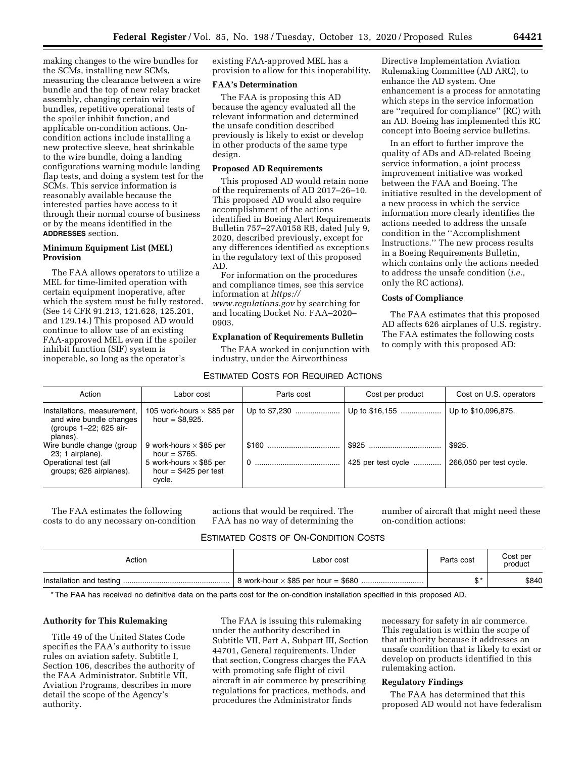making changes to the wire bundles for the SCMs, installing new SCMs, measuring the clearance between a wire bundle and the top of new relay bracket assembly, changing certain wire bundles, repetitive operational tests of the spoiler inhibit function, and applicable on-condition actions. On-condition actions include installing a new protective sleeve, heat shrinkable to the wire bundle, doing a landing configurations warning module landing flap tests, and doing a system test for the SCMs. This service information is reasonably available because the interested parties have access to it through their normal course of business or by the means identified in the **ADDRESSES** section.

**Minimum Equipment List (MEL) Provision**

The FAA allows operators to utilize a MEL for time-limited operation with certain equipment inoperative, after which the system must be fully restored. (See 14 CFR 91.213, 121.628, 125.201, and 129.14.) This proposed AD would continue to allow use of an existing FAA-approved MEL even if the spoiler inhibit function (SIF) system is inoperable, so long as the operator's existing FAA-approved MEL has a provision to allow for this inoperability.

**FAA's Determination**

The FAA is proposing this AD because the agency evaluated all the relevant information and determined the unsafe condition described previously is likely to exist or develop in other products of the same type design.

**Proposed AD Requirements**

This proposed AD would retain none of the requirements of AD 2017–26–10. This proposed AD would also require accomplishment of the actions identified in Boeing Alert Requirements Bulletin 757–27A0158 RB, dated July 9, 2020, described previously, except for any differences identified as exceptions in the regulatory text of this proposed AD.

For information on the procedures and compliance times, see this service information at *https://www.regulations.gov* by searching for and locating Docket No. FAA–2020–0903.

**Explanation of Requirements Bulletin**

The FAA worked in conjunction with industry, under the Airworthiness Directive Implementation Aviation Rulemaking Committee (AD ARC), to enhance the AD system. One enhancement is a process for annotating which steps in the service information are ''required for compliance'' (RC) with an AD. Boeing has implemented this RC concept into Boeing service bulletins.

In an effort to further improve the quality of ADs and AD-related Boeing service information, a joint process improvement initiative was worked between the FAA and Boeing. The initiative resulted in the development of a new process in which the service information more clearly identifies the actions needed to address the unsafe condition in the ''Accomplishment Instructions.'' The new process results in a Boeing Requirements Bulletin, which contains only the actions needed to address the unsafe condition (*i.e.,* only the RC actions).

**Costs of Compliance**

The FAA estimates that this proposed AD affects 626 airplanes of U.S. registry. The FAA estimates the following costs to comply with this proposed AD:

ESTIMATED COSTS FOR REQUIRED ACTIONS

| Action | Labor cost | Parts cost | Cost per product | Cost on U.S. operators |
|---|---|---|---|---|
| Installations, measurement, and wire bundle changes (groups 1–22; 625 airplanes). | 105 work-hours × $85 per hour = $8,925. | Up to $7,230 | Up to $16,155 | Up to $10,096,875. |
| Wire bundle change (group 23; 1 airplane). | 9 work-hours × $85 per hour = $765. | $160 | $925 | $925. |
| Operational test (all groups; 626 airplanes). | 5 work-hours × $85 per hour = $425 per test cycle. | 0 | 425 per test cycle | 266,050 per test cycle. |

The FAA estimates the following costs to do any necessary on-condition actions that would be required. The FAA has no way of determining the number of aircraft that might need these on-condition actions:

ESTIMATED COSTS OF ON-CONDITION COSTS

| Action | Labor cost | Parts cost | Cost per product |
|---|---|---|---|
| Installation and testing | 8 work-hour × $85 per hour = $680 | $ * | $840 |

* The FAA has received no definitive data on the parts cost for the on-condition installation specified in this proposed AD.

**Authority for This Rulemaking**

Title 49 of the United States Code specifies the FAA's authority to issue rules on aviation safety. Subtitle I, Section 106, describes the authority of the FAA Administrator. Subtitle VII, Aviation Programs, describes in more detail the scope of the Agency's authority.

The FAA is issuing this rulemaking under the authority described in Subtitle VII, Part A, Subpart III, Section 44701, General requirements. Under that section, Congress charges the FAA with promoting safe flight of civil aircraft in air commerce by prescribing regulations for practices, methods, and procedures the Administrator finds necessary for safety in air commerce. This regulation is within the scope of that authority because it addresses an unsafe condition that is likely to exist or develop on products identified in this rulemaking action.

**Regulatory Findings**

The FAA has determined that this proposed AD would not have federalism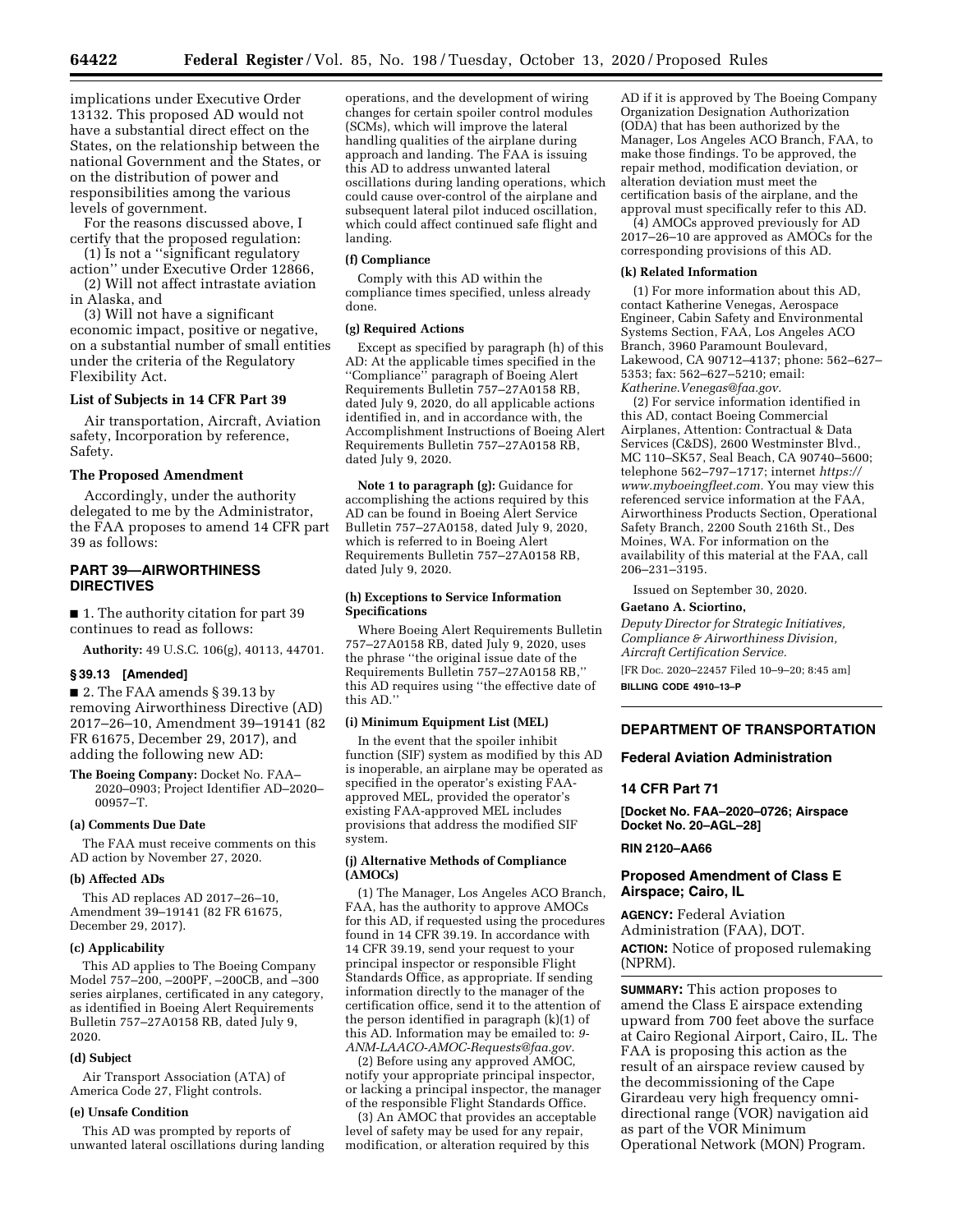implications under Executive Order 13132. This proposed AD would not have a substantial direct effect on the States, on the relationship between the national Government and the States, or on the distribution of power and responsibilities among the various levels of government.

For the reasons discussed above, I certify that the proposed regulation:

(1) Is not a ''significant regulatory action'' under Executive Order 12866,

(2) Will not affect intrastate aviation in Alaska, and

(3) Will not have a significant economic impact, positive or negative, on a substantial number of small entities under the criteria of the Regulatory Flexibility Act.

### List of Subjects in 14 CFR Part 39

Air transportation, Aircraft, Aviation safety, Incorporation by reference, Safety.

### The Proposed Amendment

Accordingly, under the authority delegated to me by the Administrator, the FAA proposes to amend 14 CFR part 39 as follows:

## PART 39—AIRWORTHINESS DIRECTIVES

■ 1. The authority citation for part 39 continues to read as follows:

**Authority:** 49 U.S.C. 106(g), 40113, 44701.

### § 39.13 [Amended]

■ 2. The FAA amends § 39.13 by removing Airworthiness Directive (AD) 2017–26–10, Amendment 39–19141 (82 FR 61675, December 29, 2017), and adding the following new AD:

**The Boeing Company:** Docket No. FAA–2020–0903; Project Identifier AD–2020–00957–T.

#### (a) Comments Due Date

The FAA must receive comments on this AD action by November 27, 2020.

#### (b) Affected ADs

This AD replaces AD 2017–26–10, Amendment 39–19141 (82 FR 61675, December 29, 2017).

#### (c) Applicability

This AD applies to The Boeing Company Model 757–200, –200PF, –200CB, and –300 series airplanes, certificated in any category, as identified in Boeing Alert Requirements Bulletin 757–27A0158 RB, dated July 9, 2020.

#### (d) Subject

Air Transport Association (ATA) of America Code 27, Flight controls.

#### (e) Unsafe Condition

This AD was prompted by reports of unwanted lateral oscillations during landing operations, and the development of wiring changes for certain spoiler control modules (SCMs), which will improve the lateral handling qualities of the airplane during approach and landing. The FAA is issuing this AD to address unwanted lateral oscillations during landing operations, which could cause over-control of the airplane and subsequent lateral pilot induced oscillation, which could affect continued safe flight and landing.

#### (f) Compliance

Comply with this AD within the compliance times specified, unless already done.

#### (g) Required Actions

Except as specified by paragraph (h) of this AD: At the applicable times specified in the ''Compliance'' paragraph of Boeing Alert Requirements Bulletin 757–27A0158 RB, dated July 9, 2020, do all applicable actions identified in, and in accordance with, the Accomplishment Instructions of Boeing Alert Requirements Bulletin 757–27A0158 RB, dated July 9, 2020.

**Note 1 to paragraph (g):** Guidance for accomplishing the actions required by this AD can be found in Boeing Alert Service Bulletin 757–27A0158, dated July 9, 2020, which is referred to in Boeing Alert Requirements Bulletin 757–27A0158 RB, dated July 9, 2020.

#### (h) Exceptions to Service Information Specifications

Where Boeing Alert Requirements Bulletin 757–27A0158 RB, dated July 9, 2020, uses the phrase ''the original issue date of the Requirements Bulletin 757–27A0158 RB,'' this AD requires using ''the effective date of this AD.''

#### (i) Minimum Equipment List (MEL)

In the event that the spoiler inhibit function (SIF) system as modified by this AD is inoperable, an airplane may be operated as specified in the operator's existing FAA-approved MEL, provided the operator's existing FAA-approved MEL includes provisions that address the modified SIF system.

#### (j) Alternative Methods of Compliance (AMOCs)

(1) The Manager, Los Angeles ACO Branch, FAA, has the authority to approve AMOCs for this AD, if requested using the procedures found in 14 CFR 39.19. In accordance with 14 CFR 39.19, send your request to your principal inspector or responsible Flight Standards Office, as appropriate. If sending information directly to the manager of the certification office, send it to the attention of the person identified in paragraph (k)(1) of this AD. Information may be emailed to: *9-ANM-LAACO-AMOC-Requests@faa.gov.*

(2) Before using any approved AMOC, notify your appropriate principal inspector, or lacking a principal inspector, the manager of the responsible Flight Standards Office.

(3) An AMOC that provides an acceptable level of safety may be used for any repair, modification, or alteration required by this AD if it is approved by The Boeing Company Organization Designation Authorization (ODA) that has been authorized by the Manager, Los Angeles ACO Branch, FAA, to make those findings. To be approved, the repair method, modification deviation, or alteration deviation must meet the certification basis of the airplane, and the approval must specifically refer to this AD.

(4) AMOCs approved previously for AD 2017–26–10 are approved as AMOCs for the corresponding provisions of this AD.

#### (k) Related Information

(1) For more information about this AD, contact Katherine Venegas, Aerospace Engineer, Cabin Safety and Environmental Systems Section, FAA, Los Angeles ACO Branch, 3960 Paramount Boulevard, Lakewood, CA 90712–4137; phone: 562–627–5353; fax: 562–627–5210; email: *Katherine.Venegas@faa.gov.*

(2) For service information identified in this AD, contact Boeing Commercial Airplanes, Attention: Contractual & Data Services (C&DS), 2600 Westminster Blvd., MC 110–SK57, Seal Beach, CA 90740–5600; telephone 562–797–1717; internet *https://www.myboeingfleet.com.* You may view this referenced service information at the FAA, Airworthiness Products Section, Operational Safety Branch, 2200 South 216th St., Des Moines, WA. For information on the availability of this material at the FAA, call 206–231–3195.

Issued on September 30, 2020.

**Gaetano A. Sciortino,**

*Deputy Director for Strategic Initiatives, Compliance & Airworthiness Division, Aircraft Certification Service.*

[FR Doc. 2020–22457 Filed 10–9–20; 8:45 am]

**BILLING CODE 4910–13–P**

---

## DEPARTMENT OF TRANSPORTATION

## Federal Aviation Administration

## 14 CFR Part 71

**[Docket No. FAA–2020–0726; Airspace Docket No. 20–AGL–28]**

**RIN 2120–AA66**

## Proposed Amendment of Class E Airspace; Cairo, IL

**AGENCY:** Federal Aviation Administration (FAA), DOT.

**ACTION:** Notice of proposed rulemaking (NPRM).

**SUMMARY:** This action proposes to amend the Class E airspace extending upward from 700 feet above the surface at Cairo Regional Airport, Cairo, IL. The FAA is proposing this action as the result of an airspace review caused by the decommissioning of the Cape Girardeau very high frequency omnidirectional range (VOR) navigation aid as part of the VOR Minimum Operational Network (MON) Program.